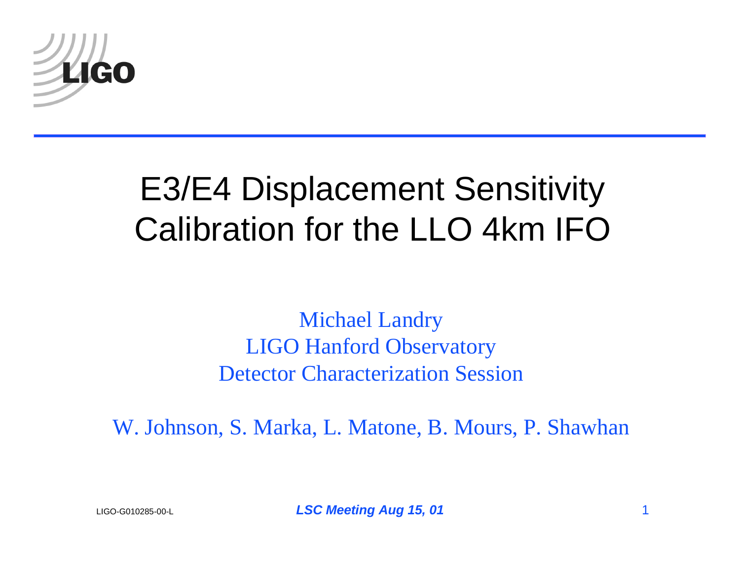# E3/E4 Displacement Sensitivity Calibration for the LLO 4km IFO

Michael Landry
LIGO Hanford Observatory
Detector Characterization Session

W. Johnson, S. Marka, L. Matone, B. Mours, P. Shawhan

LIGO-G010285-00-L

*LSC Meeting Aug 15, 01*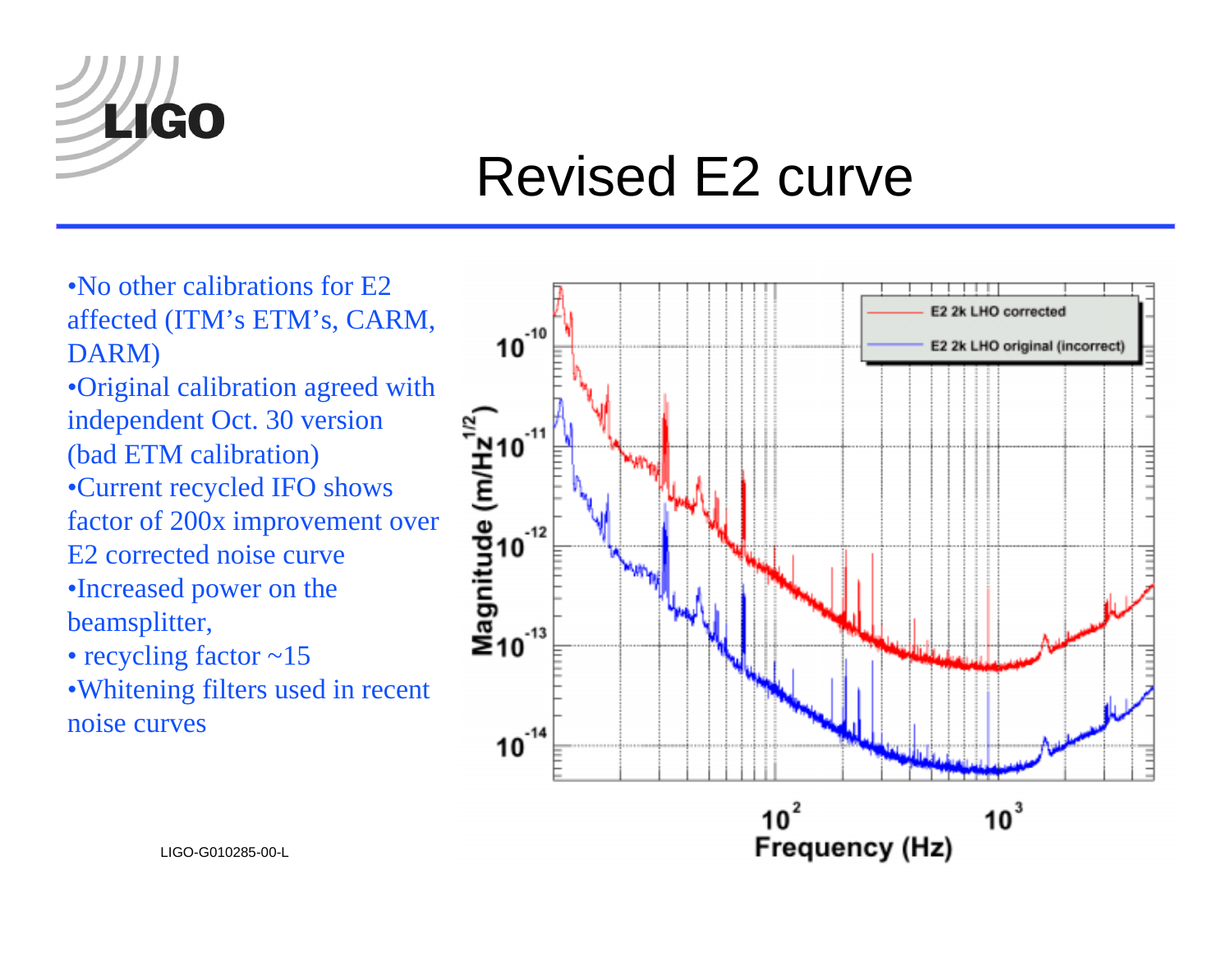# Revised E2 curve

- No other calibrations for E2 affected (ITM's ETM's, CARM, DARM)
- Original calibration agreed with independent Oct. 30 version (bad ETM calibration)
- Current recycled IFO shows factor of 200x improvement over E2 corrected noise curve
- Increased power on the beamsplitter,
- recycling factor ~15
- Whitening filters used in recent noise curves

LIGO-G010285-00-L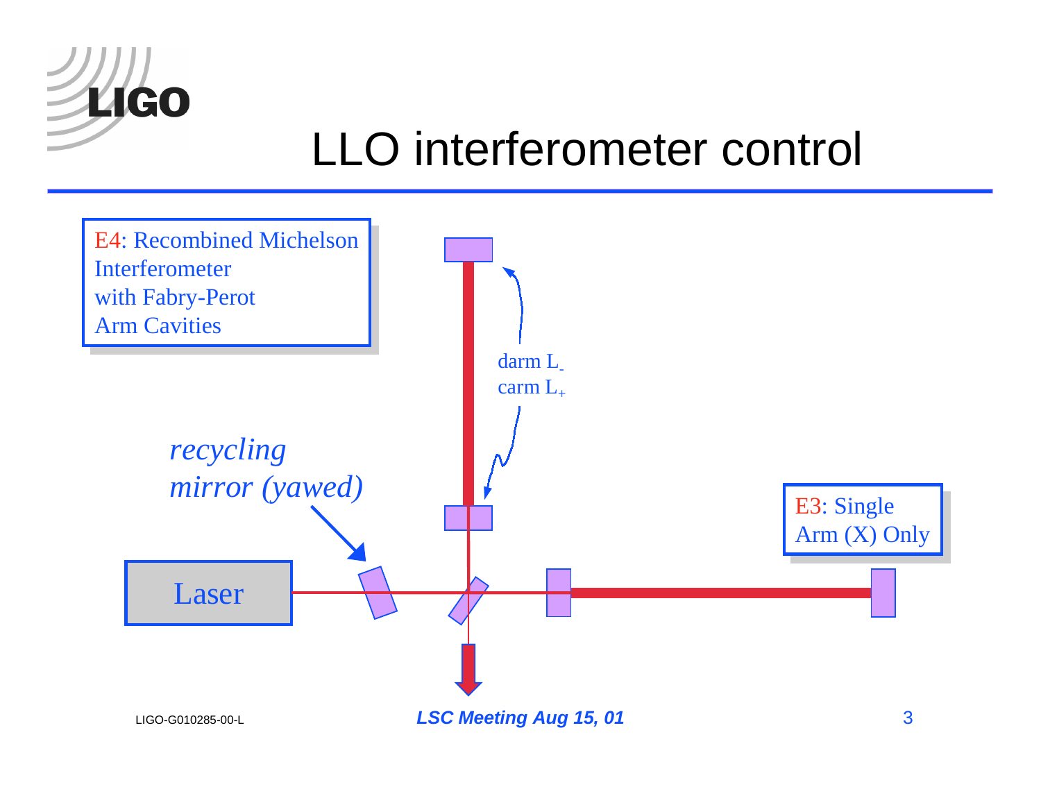# LLO interferometer control

E4: Recombined Michelson Interferometer with Fabry-Perot Arm Cavities

E3: Single Arm (X) Only

*recycling mirror (yawed)*

Laser

darm $L_-$

carm $L_+$

LIGO-G010285-00-L

***LSC Meeting Aug 15, 01***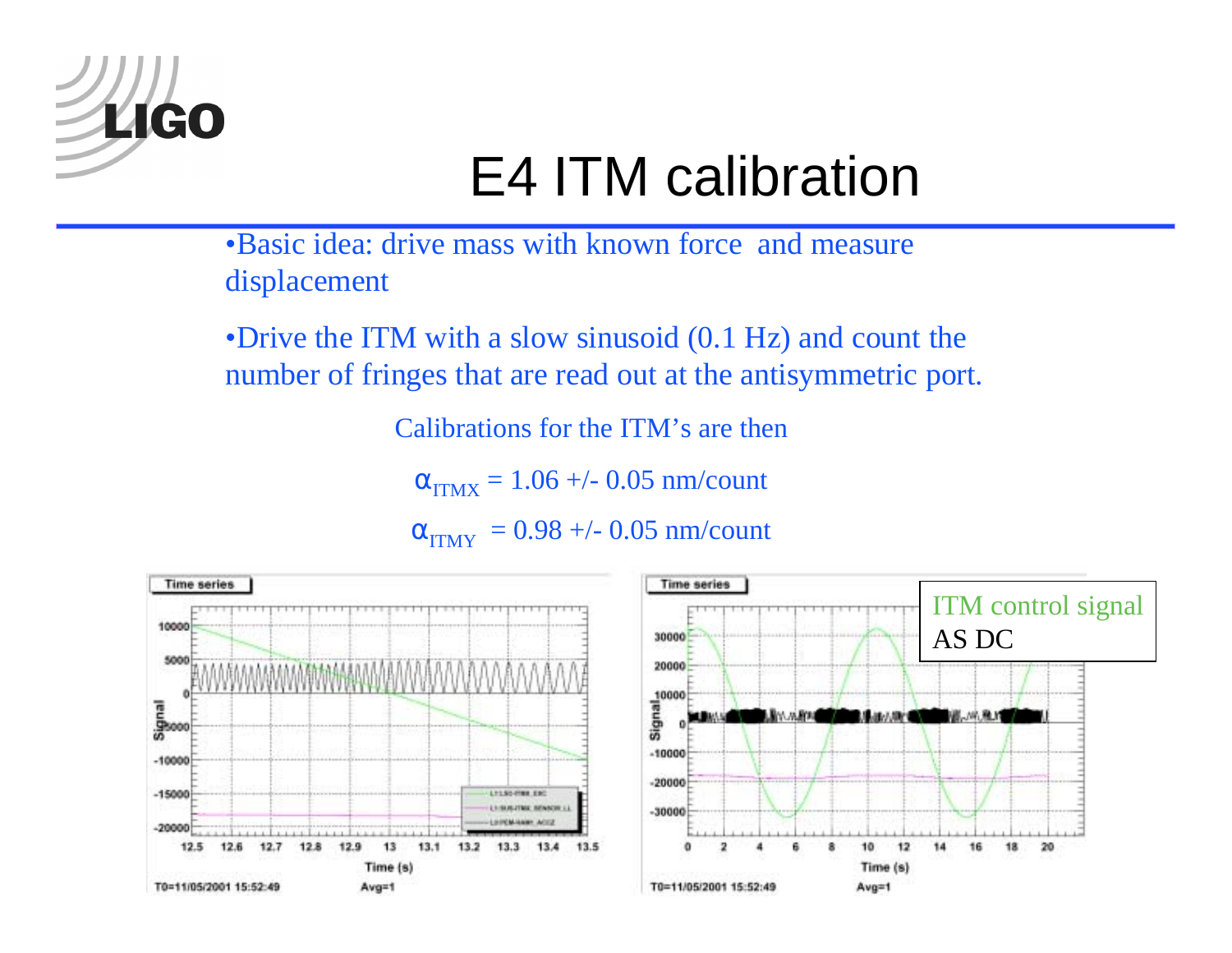# E4 ITM calibration

- Basic idea: drive mass with known force and measure displacement

- Drive the ITM with a slow sinusoid (0.1 Hz) and count the number of fringes that are read out at the antisymmetric port.

Calibrations for the ITM's are then

$\alpha_{ITMX}$ = 1.06 +/- 0.05 nm/count

$\alpha_{ITMY}$ = 0.98 +/- 0.05 nm/count

ITM control signal
AS DC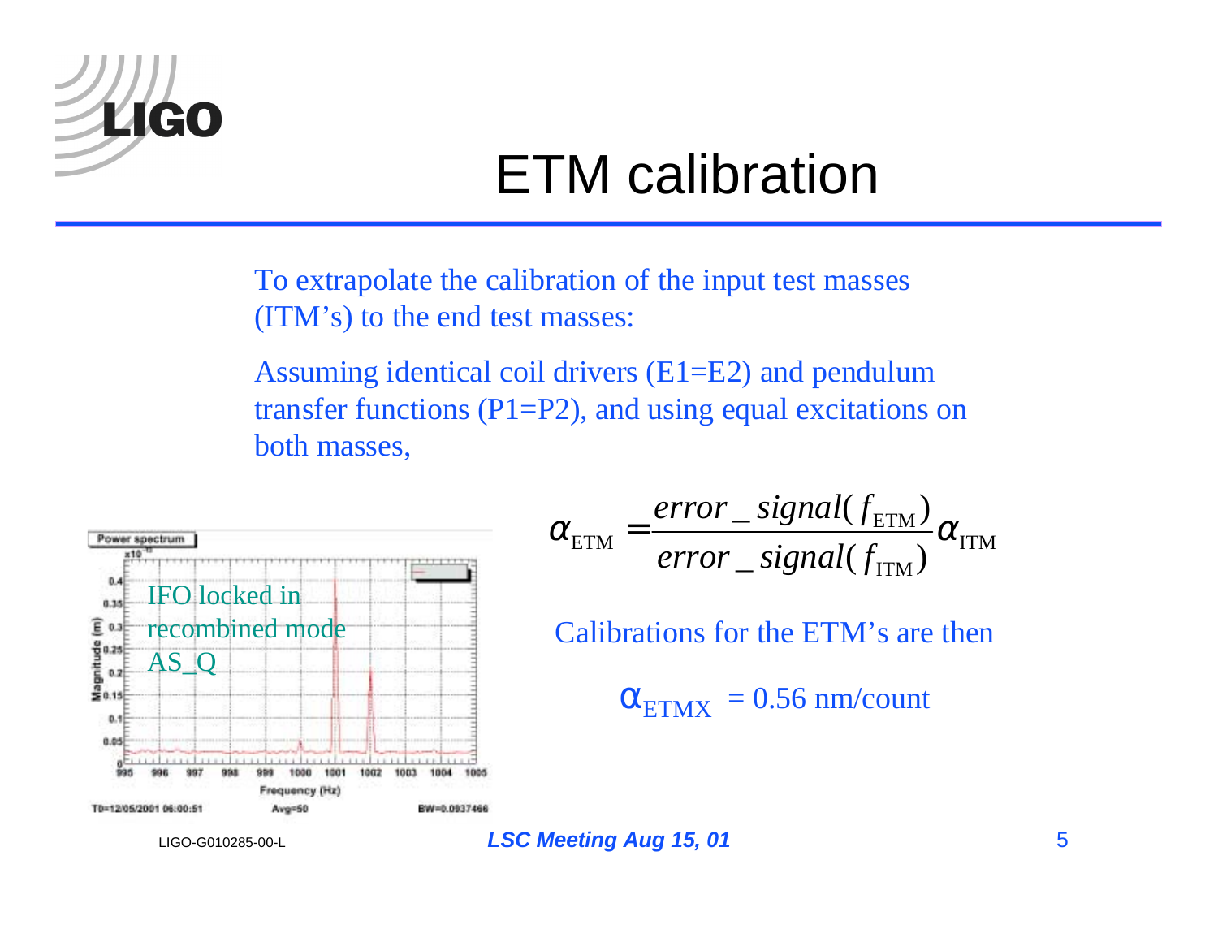# ETM calibration

To extrapolate the calibration of the input test masses (ITM's) to the end test masses:

Assuming identical coil drivers (E1=E2) and pendulum transfer functions (P1=P2), and using equal excitations on both masses,

$$\alpha_{\mathrm{ETM}} = \frac{error\_signal(f_{\mathrm{ETM}})}{error\_signal(f_{\mathrm{ITM}})} \alpha_{\mathrm{ITM}}$$

IFO locked in recombined mode AS_Q

Calibrations for the ETM's are then

$\alpha_{\mathrm{ETMX}}$ = 0.56 nm/count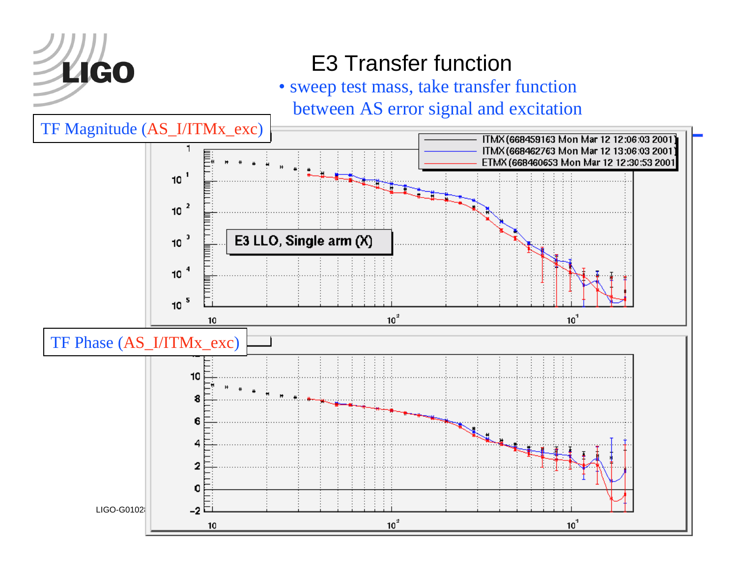# E3 Transfer function

- sweep test mass, take transfer function between AS error signal and excitation

TF Magnitude (AS_I/ITMx_exc)

TF Phase (AS_I/ITMx_exc)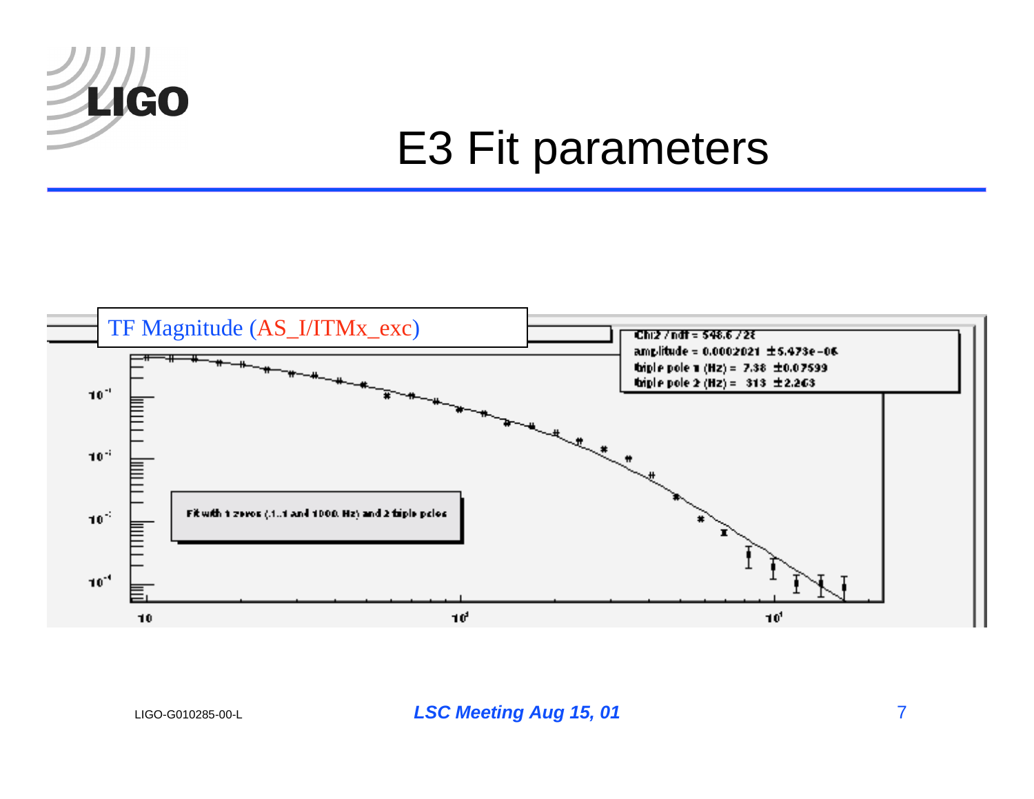# E3 Fit parameters

TF Magnitude (AS_I/ITMx_exc)

Chi2 / ndf = 548.6 / 28
amplitude = 0.0002021 ± 5.473e−06
triple pole 1 (Hz) = 7.38 ± 0.07599
triple pole 2 (Hz) = 313 ± 2.263

Fit with 2 zeros (.1..1 and 1000. Hz) and 2 triple poles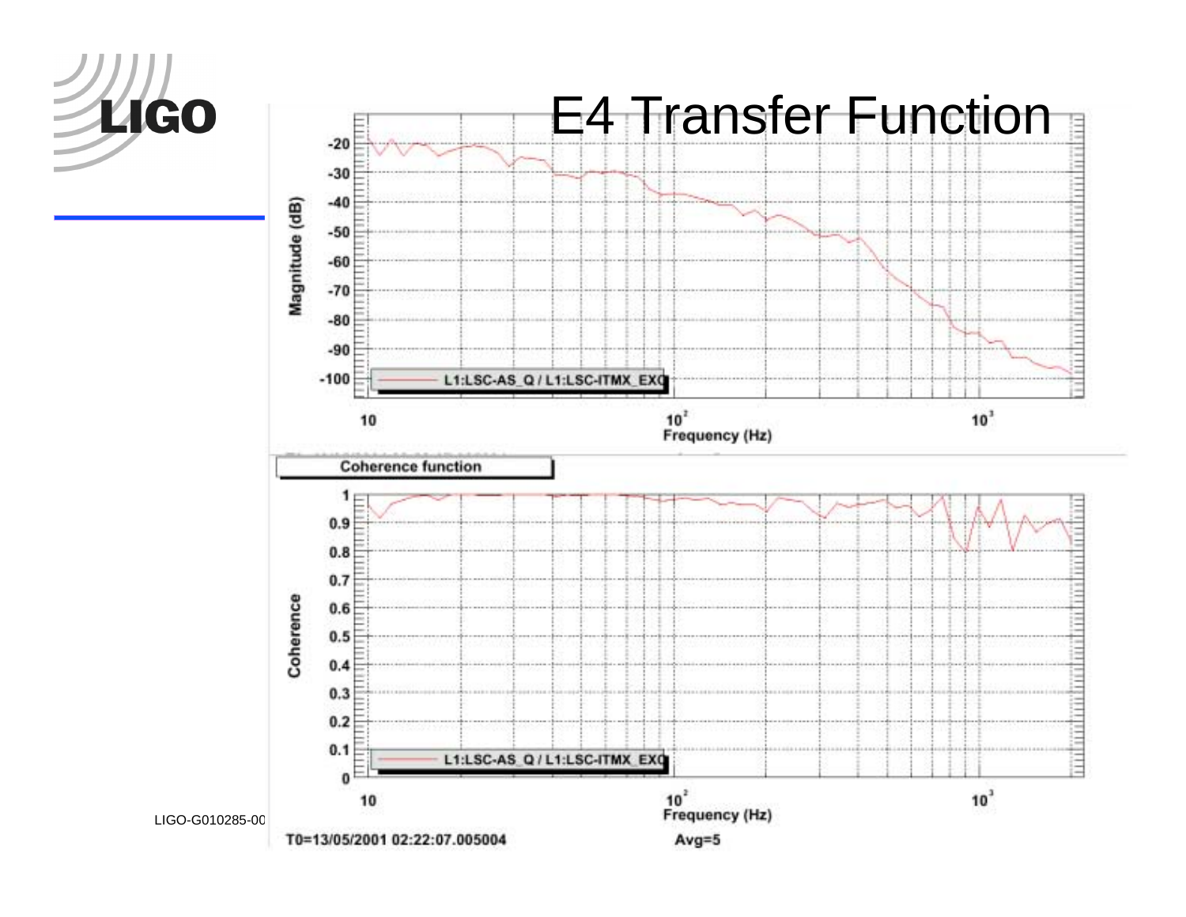# E4 Transfer Function

Magnitude (dB)

-20, -30, -40, -50, -60, -70, -80, -90, -100

L1:LSC-AS_Q / L1:LSC-ITMX_EXC

10, $10^2$, $10^3$

Frequency (Hz)

Coherence function

Coherence

1, 0.9, 0.8, 0.7, 0.6, 0.5, 0.4, 0.3, 0.2, 0.1, 0

L1:LSC-AS_Q / L1:LSC-ITMX_EXC

10, $10^2$, $10^3$

Frequency (Hz)

T0=13/05/2001 02:22:07.005004

Avg=5

LIGO-G010285-00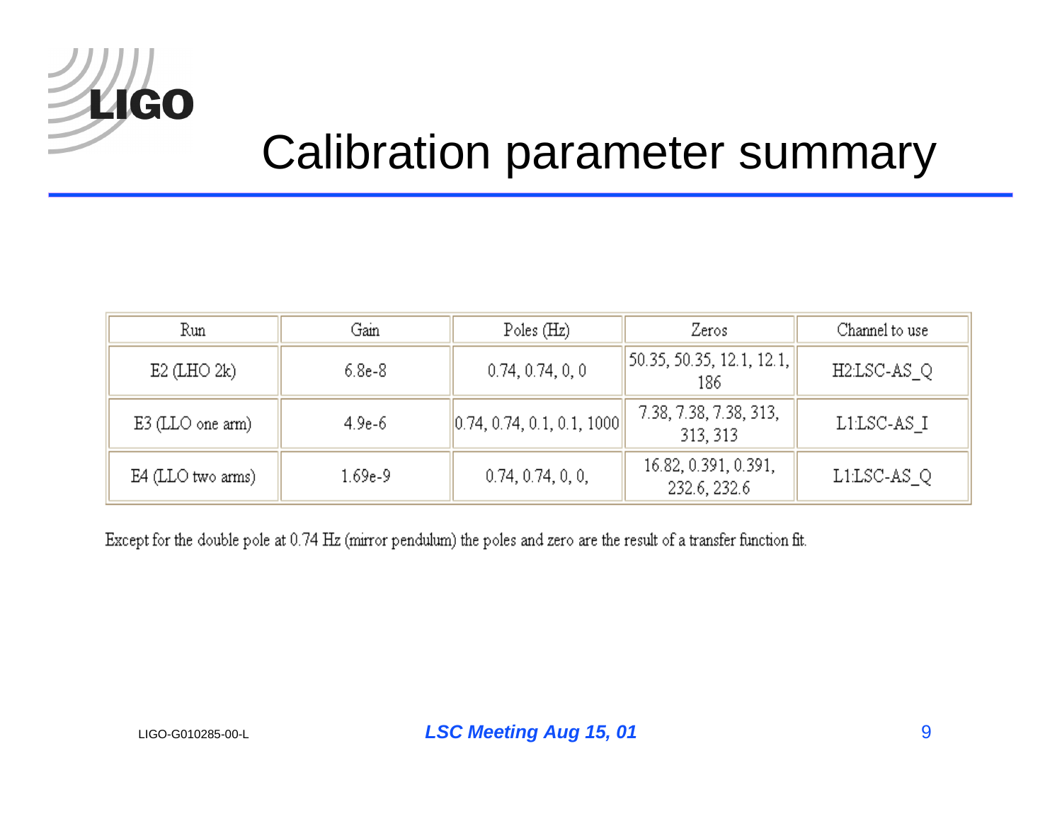# Calibration parameter summary

| Run | Gain | Poles (Hz) | Zeros | Channel to use |
|---|---|---|---|---|
| E2 (LHO 2k) | 6.8e-8 | 0.74, 0.74, 0, 0 | 50.35, 50.35, 12.1, 12.1, 186 | H2:LSC-AS_Q |
| E3 (LLO one arm) | 4.9e-6 | 0.74, 0.74, 0.1, 0.1, 1000 | 7.38, 7.38, 7.38, 313, 313, 313 | L1:LSC-AS_I |
| E4 (LLO two arms) | 1.69e-9 | 0.74, 0.74, 0, 0, | 16.82, 0.391, 0.391, 232.6, 232.6 | L1:LSC-AS_Q |

Except for the double pole at 0.74 Hz (mirror pendulum) the poles and zero are the result of a transfer function fit.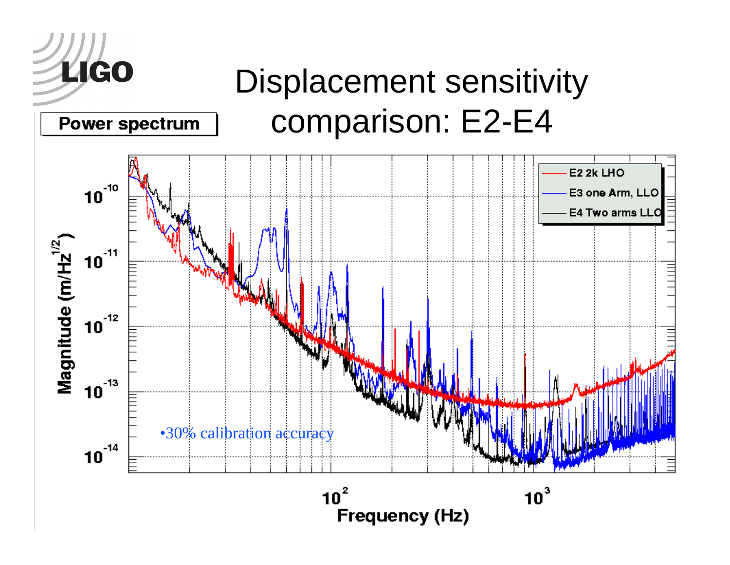# Displacement sensitivity comparison: E2-E4

Power spectrum

- 30% calibration accuracy

Magnitude ($m/Hz^{1/2}$)

Frequency (Hz)

E2 2k LHO

E3 one Arm, LLO

E4 Two arms LLO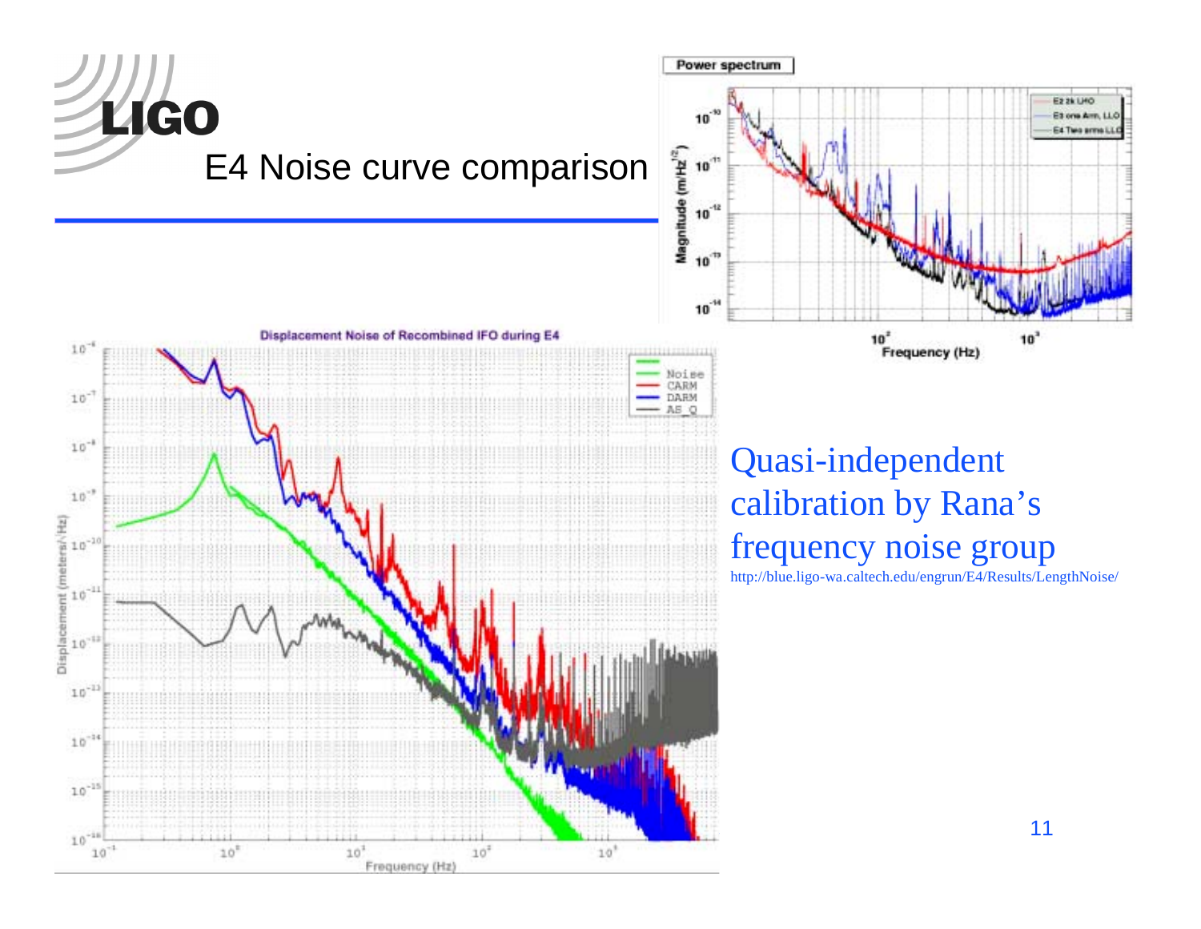# E4 Noise curve comparison

Quasi-independent calibration by Rana's frequency noise group

http://blue.ligo-wa.caltech.edu/engrun/E4/Results/LengthNoise/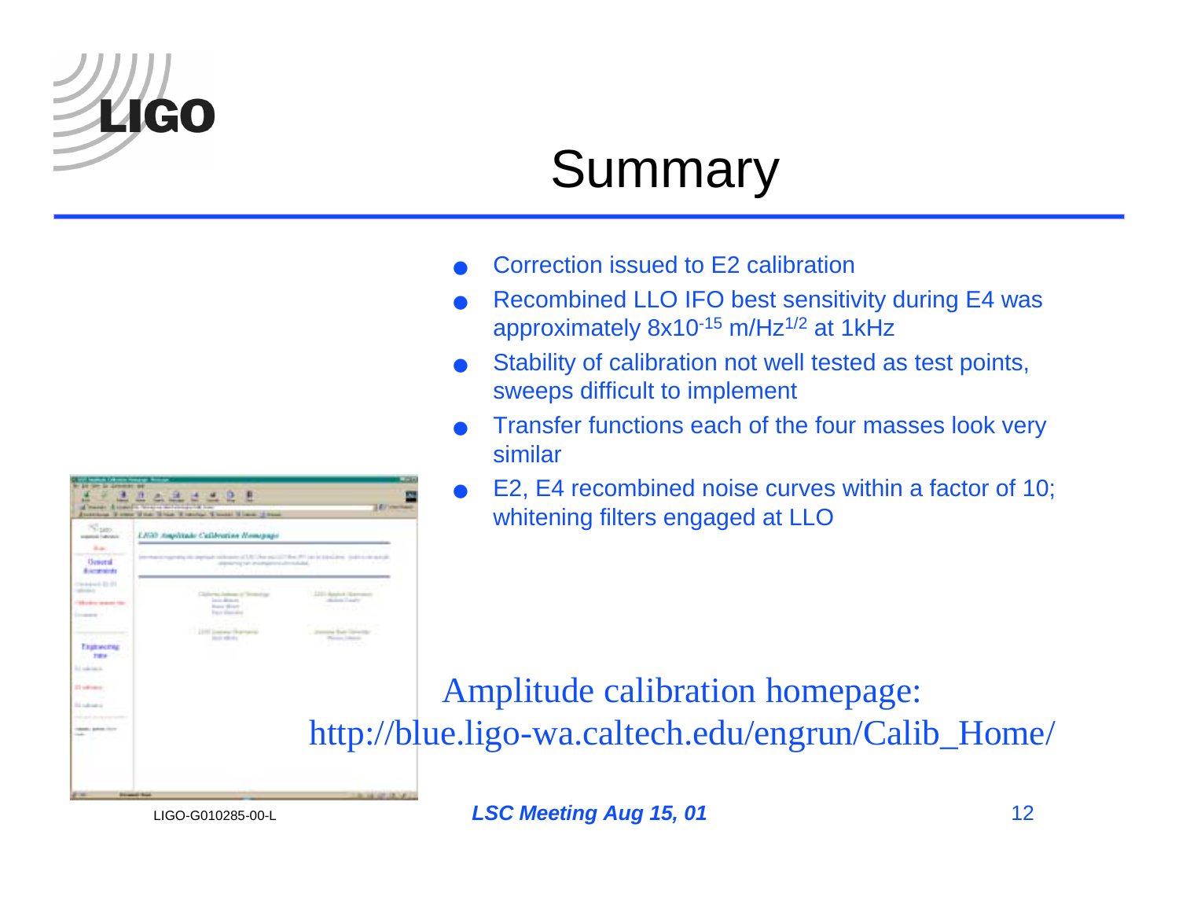# Summary

- Correction issued to E2 calibration
- Recombined LLO IFO best sensitivity during E4 was approximately $8 \times 10^{-15}$ m/Hz$^{1/2}$ at 1kHz
- Stability of calibration not well tested as test points, sweeps difficult to implement
- Transfer functions each of the four masses look very similar
- E2, E4 recombined noise curves within a factor of 10; whitening filters engaged at LLO

Amplitude calibration homepage:
http://blue.ligo-wa.caltech.edu/engrun/Calib_Home/